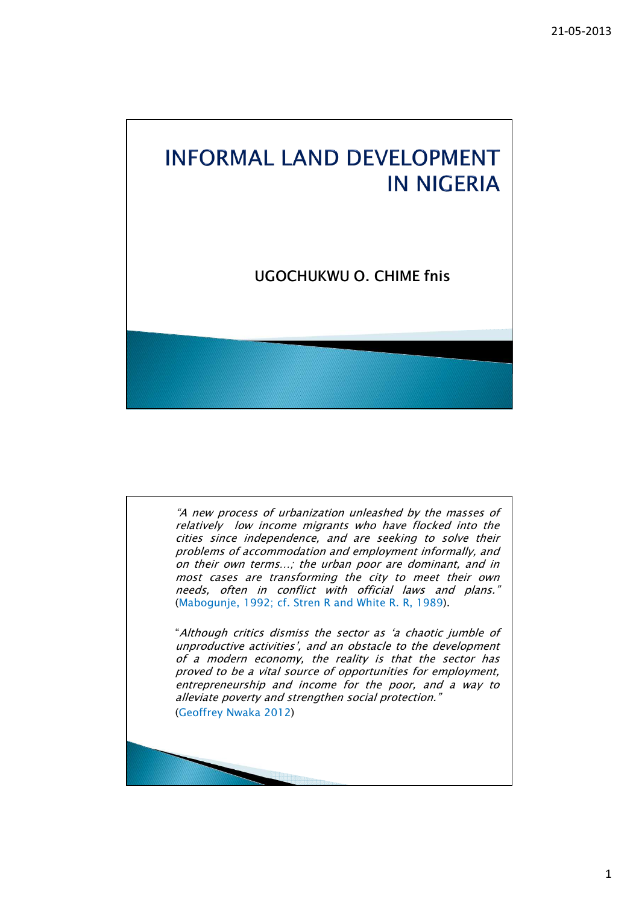# INFORMAL LAND DEVELOPMENT IN NIGERIA

UGOCHUKWU O. CHIME fnis

---

*"A new process of urbanization unleashed by the masses of relatively low income migrants who have flocked into the cities since independence, and are seeking to solve their problems of accommodation and employment informally, and on their own terms…; the urban poor are dominant, and in most cases are transforming the city to meet their own needs, often in conflict with official laws and plans."* (Mabogunje, 1992; cf. Stren R and White R. R, 1989).

"*Although critics dismiss the sector as 'a chaotic jumble of unproductive activities', and an obstacle to the development of a modern economy, the reality is that the sector has proved to be a vital source of opportunities for employment, entrepreneurship and income for the poor, and a way to alleviate poverty and strengthen social protection."* (Geoffrey Nwaka 2012)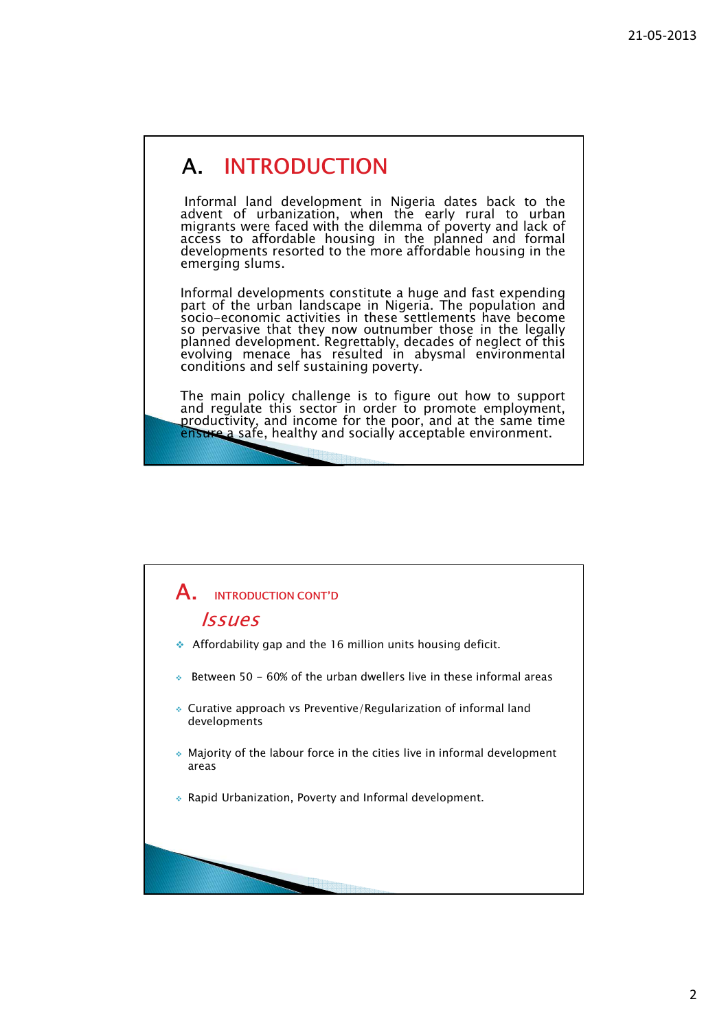# A. INTRODUCTION

Informal land development in Nigeria dates back to the advent of urbanization, when the early rural to urban migrants were faced with the dilemma of poverty and lack of access to affordable housing in the planned and formal developments resorted to the more affordable housing in the emerging slums.

Informal developments constitute a huge and fast expending part of the urban landscape in Nigeria. The population and socio-economic activities in these settlements have become so pervasive that they now outnumber those in the legally planned development. Regrettably, decades of neglect of this evolving menace has resulted in abysmal environmental conditions and self sustaining poverty.

The main policy challenge is to figure out how to support and regulate this sector in order to promote employment, productivity, and income for the poor, and at the same time ensure a safe, healthy and socially acceptable environment.

# A. INTRODUCTION CONT'D

## *Issues*

- Affordability gap and the 16 million units housing deficit.
- Between 50 - 60% of the urban dwellers live in these informal areas
- Curative approach vs Preventive/Regularization of informal land developments
- Majority of the labour force in the cities live in informal development areas
- Rapid Urbanization, Poverty and Informal development.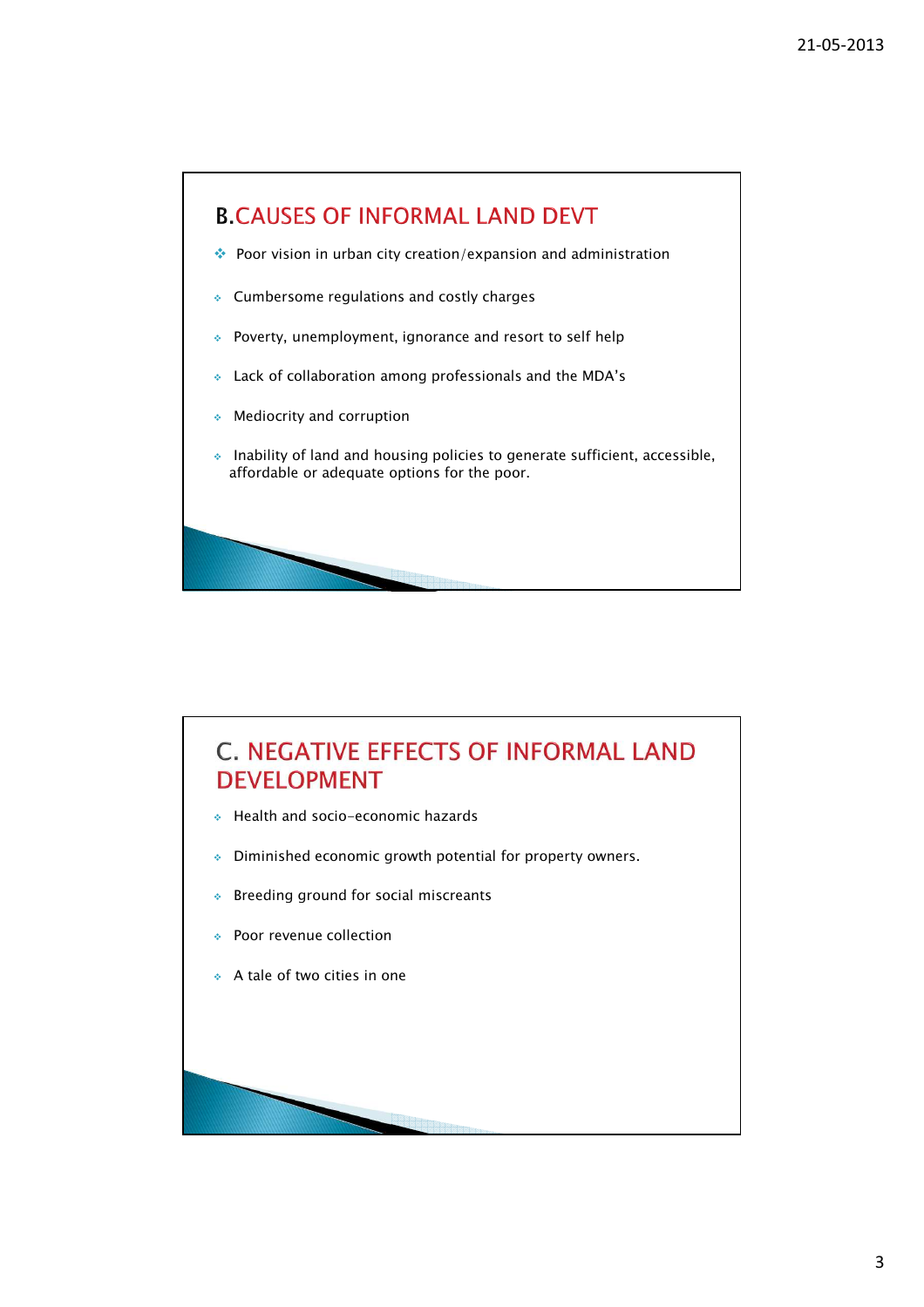## B.CAUSES OF INFORMAL LAND DEVT

- Poor vision in urban city creation/expansion and administration
- Cumbersome regulations and costly charges
- Poverty, unemployment, ignorance and resort to self help
- Lack of collaboration among professionals and the MDA's
- Mediocrity and corruption
- Inability of land and housing policies to generate sufficient, accessible, affordable or adequate options for the poor.

## C. NEGATIVE EFFECTS OF INFORMAL LAND DEVELOPMENT

- Health and socio-economic hazards
- Diminished economic growth potential for property owners.
- Breeding ground for social miscreants
- Poor revenue collection
- A tale of two cities in one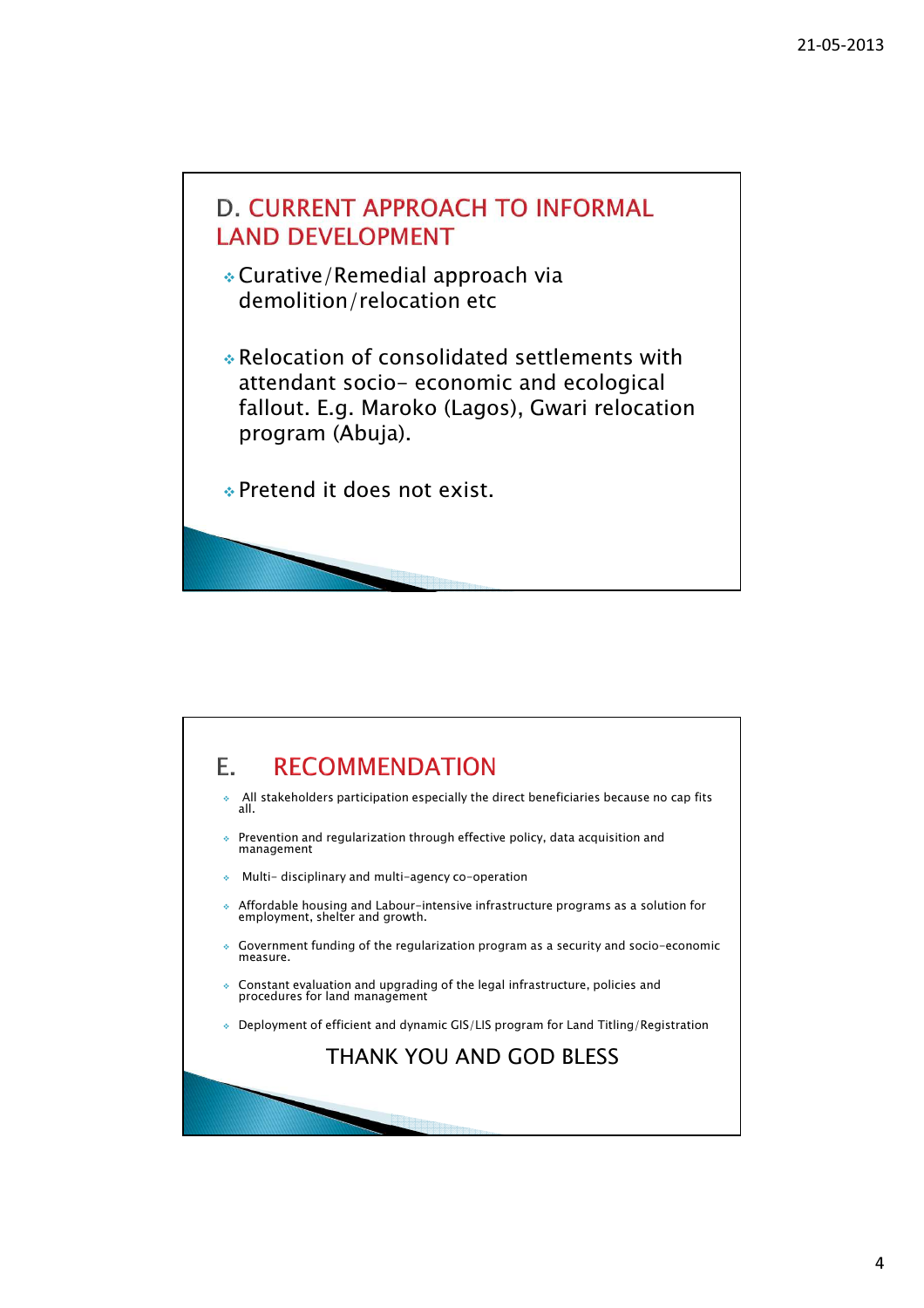## D. CURRENT APPROACH TO INFORMAL LAND DEVELOPMENT

- Curative/Remedial approach via demolition/relocation etc
- Relocation of consolidated settlements with attendant socio- economic and ecological fallout. E.g. Maroko (Lagos), Gwari relocation program (Abuja).
- Pretend it does not exist.

## E. RECOMMENDATION

- All stakeholders participation especially the direct beneficiaries because no cap fits all.
- Prevention and regularization through effective policy, data acquisition and management
- Multi- disciplinary and multi-agency co-operation
- Affordable housing and Labour-intensive infrastructure programs as a solution for employment, shelter and growth.
- Government funding of the regularization program as a security and socio-economic measure.
- Constant evaluation and upgrading of the legal infrastructure, policies and procedures for land management
- Deployment of efficient and dynamic GIS/LIS program for Land Titling/Registration

THANK YOU AND GOD BLESS